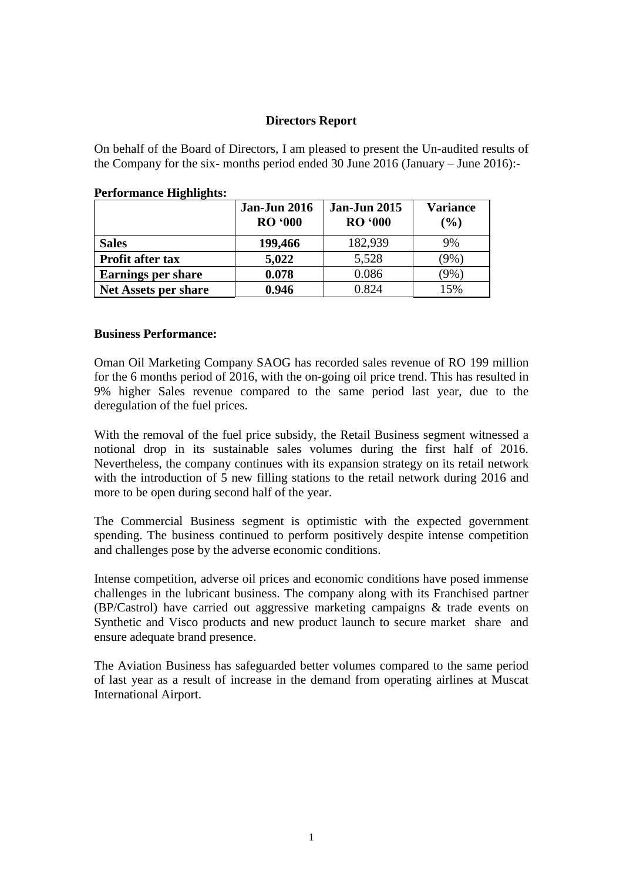# Directors Report

On behalf of the Board of Directors, I am pleased to present the Un-audited results of the Company for the six- months period ended 30 June 2016 (January – June 2016):-

**Performance Highlights:**

| | **Jan-Jun 2016 RO '000** | **Jan-Jun 2015 RO '000** | **Variance (%)** |
|---|---|---|---|
| **Sales** | **199,466** | 182,939 | 9% |
| **Profit after tax** | **5,022** | 5,528 | (9%) |
| **Earnings per share** | **0.078** | 0.086 | (9%) |
| **Net Assets per share** | **0.946** | 0.824 | 15% |

**Business Performance:**

Oman Oil Marketing Company SAOG has recorded sales revenue of RO 199 million for the 6 months period of 2016, with the on-going oil price trend. This has resulted in 9% higher Sales revenue compared to the same period last year, due to the deregulation of the fuel prices.

With the removal of the fuel price subsidy, the Retail Business segment witnessed a notional drop in its sustainable sales volumes during the first half of 2016. Nevertheless, the company continues with its expansion strategy on its retail network with the introduction of 5 new filling stations to the retail network during 2016 and more to be open during second half of the year.

The Commercial Business segment is optimistic with the expected government spending. The business continued to perform positively despite intense competition and challenges pose by the adverse economic conditions.

Intense competition, adverse oil prices and economic conditions have posed immense challenges in the lubricant business. The company along with its Franchised partner (BP/Castrol) have carried out aggressive marketing campaigns & trade events on Synthetic and Visco products and new product launch to secure market share and ensure adequate brand presence.

The Aviation Business has safeguarded better volumes compared to the same period of last year as a result of increase in the demand from operating airlines at Muscat International Airport.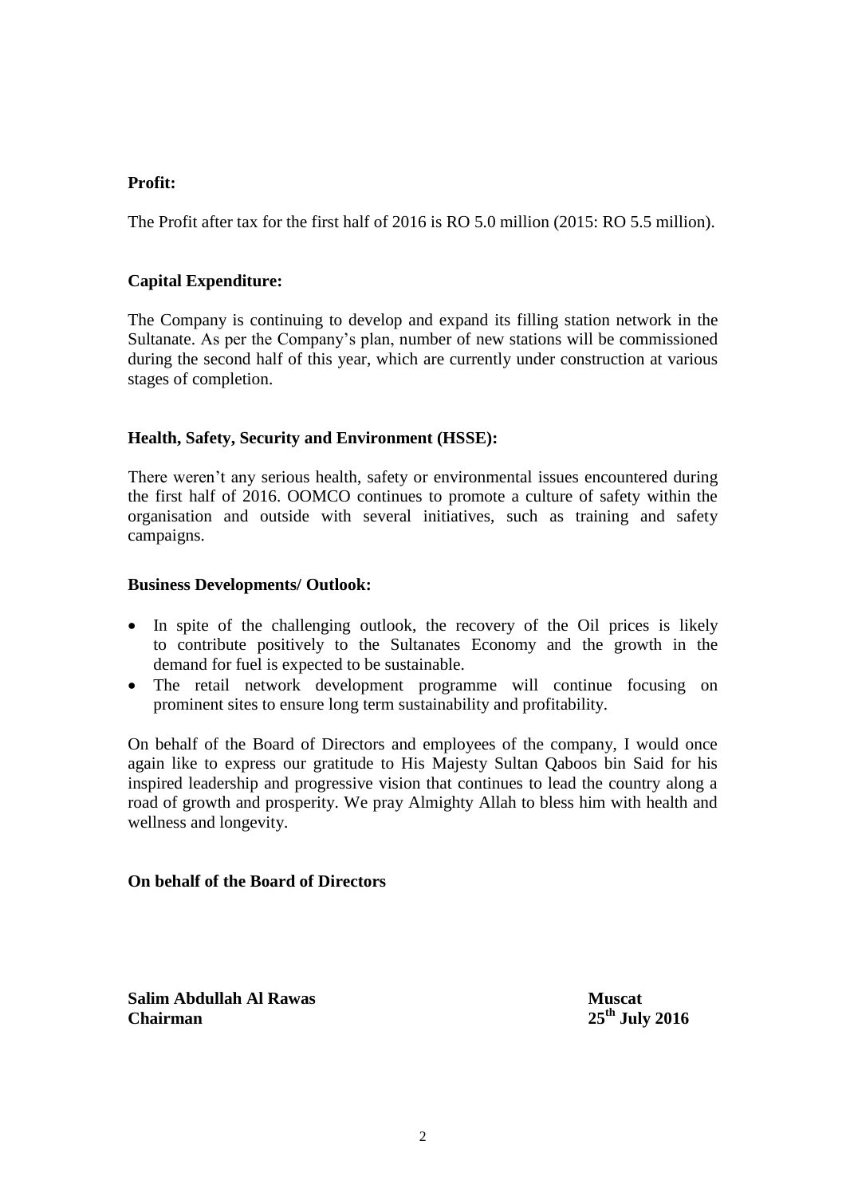**Profit:**

The Profit after tax for the first half of 2016 is RO 5.0 million (2015: RO 5.5 million).

**Capital Expenditure:**

The Company is continuing to develop and expand its filling station network in the Sultanate. As per the Company's plan, number of new stations will be commissioned during the second half of this year, which are currently under construction at various stages of completion.

**Health, Safety, Security and Environment (HSSE):**

There weren't any serious health, safety or environmental issues encountered during the first half of 2016. OOMCO continues to promote a culture of safety within the organisation and outside with several initiatives, such as training and safety campaigns.

**Business Developments/ Outlook:**

- In spite of the challenging outlook, the recovery of the Oil prices is likely to contribute positively to the Sultanates Economy and the growth in the demand for fuel is expected to be sustainable.
- The retail network development programme will continue focusing on prominent sites to ensure long term sustainability and profitability.

On behalf of the Board of Directors and employees of the company, I would once again like to express our gratitude to His Majesty Sultan Qaboos bin Said for his inspired leadership and progressive vision that continues to lead the country along a road of growth and prosperity. We pray Almighty Allah to bless him with health and wellness and longevity.

**On behalf of the Board of Directors**

**Salim Abdullah Al Rawas**
**Chairman**

**Muscat**
**25th July 2016**